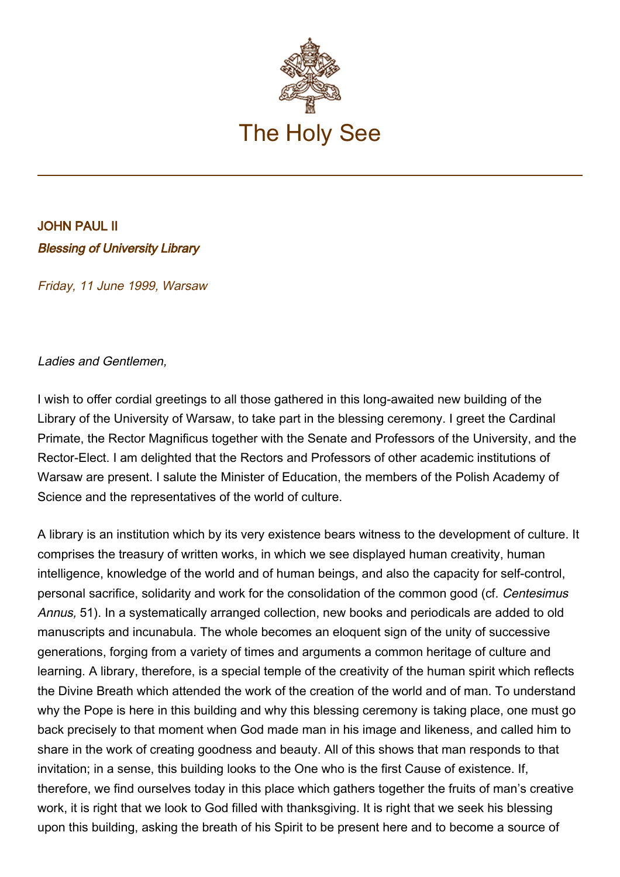# The Holy See

**JOHN PAUL II**

***Blessing of University Library***

*Friday, 11 June 1999, Warsaw*

*Ladies and Gentlemen,*

I wish to offer cordial greetings to all those gathered in this long-awaited new building of the Library of the University of Warsaw, to take part in the blessing ceremony. I greet the Cardinal Primate, the Rector Magnificus together with the Senate and Professors of the University, and the Rector-Elect. I am delighted that the Rectors and Professors of other academic institutions of Warsaw are present. I salute the Minister of Education, the members of the Polish Academy of Science and the representatives of the world of culture.

A library is an institution which by its very existence bears witness to the development of culture. It comprises the treasury of written works, in which we see displayed human creativity, human intelligence, knowledge of the world and of human beings, and also the capacity for self-control, personal sacrifice, solidarity and work for the consolidation of the common good (cf. *Centesimus Annus,* 51). In a systematically arranged collection, new books and periodicals are added to old manuscripts and incunabula. The whole becomes an eloquent sign of the unity of successive generations, forging from a variety of times and arguments a common heritage of culture and learning. A library, therefore, is a special temple of the creativity of the human spirit which reflects the Divine Breath which attended the work of the creation of the world and of man. To understand why the Pope is here in this building and why this blessing ceremony is taking place, one must go back precisely to that moment when God made man in his image and likeness, and called him to share in the work of creating goodness and beauty. All of this shows that man responds to that invitation; in a sense, this building looks to the One who is the first Cause of existence. If, therefore, we find ourselves today in this place which gathers together the fruits of man's creative work, it is right that we look to God filled with thanksgiving. It is right that we seek his blessing upon this building, asking the breath of his Spirit to be present here and to become a source of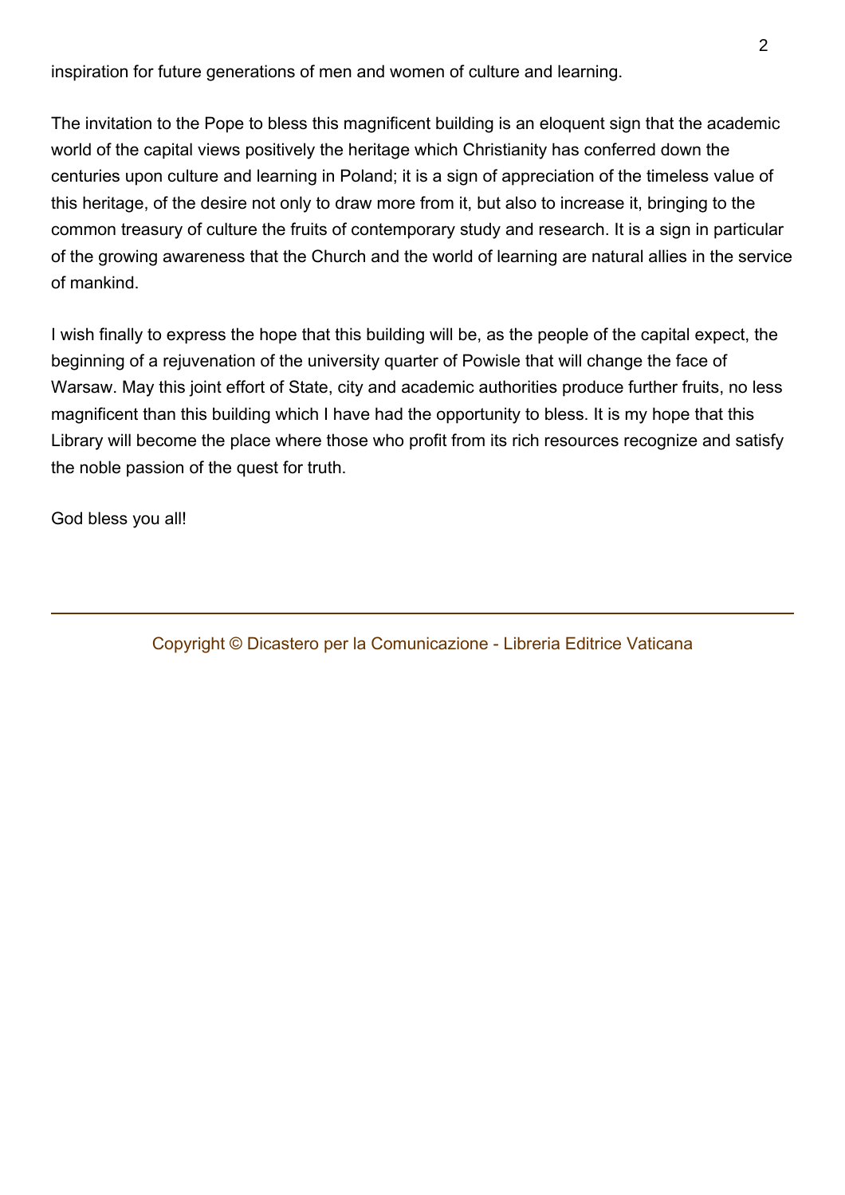inspiration for future generations of men and women of culture and learning.

The invitation to the Pope to bless this magnificent building is an eloquent sign that the academic world of the capital views positively the heritage which Christianity has conferred down the centuries upon culture and learning in Poland; it is a sign of appreciation of the timeless value of this heritage, of the desire not only to draw more from it, but also to increase it, bringing to the common treasury of culture the fruits of contemporary study and research. It is a sign in particular of the growing awareness that the Church and the world of learning are natural allies in the service of mankind.

I wish finally to express the hope that this building will be, as the people of the capital expect, the beginning of a rejuvenation of the university quarter of Powisle that will change the face of Warsaw. May this joint effort of State, city and academic authorities produce further fruits, no less magnificent than this building which I have had the opportunity to bless. It is my hope that this Library will become the place where those who profit from its rich resources recognize and satisfy the noble passion of the quest for truth.

God bless you all!

---

Copyright © Dicastero per la Comunicazione - Libreria Editrice Vaticana